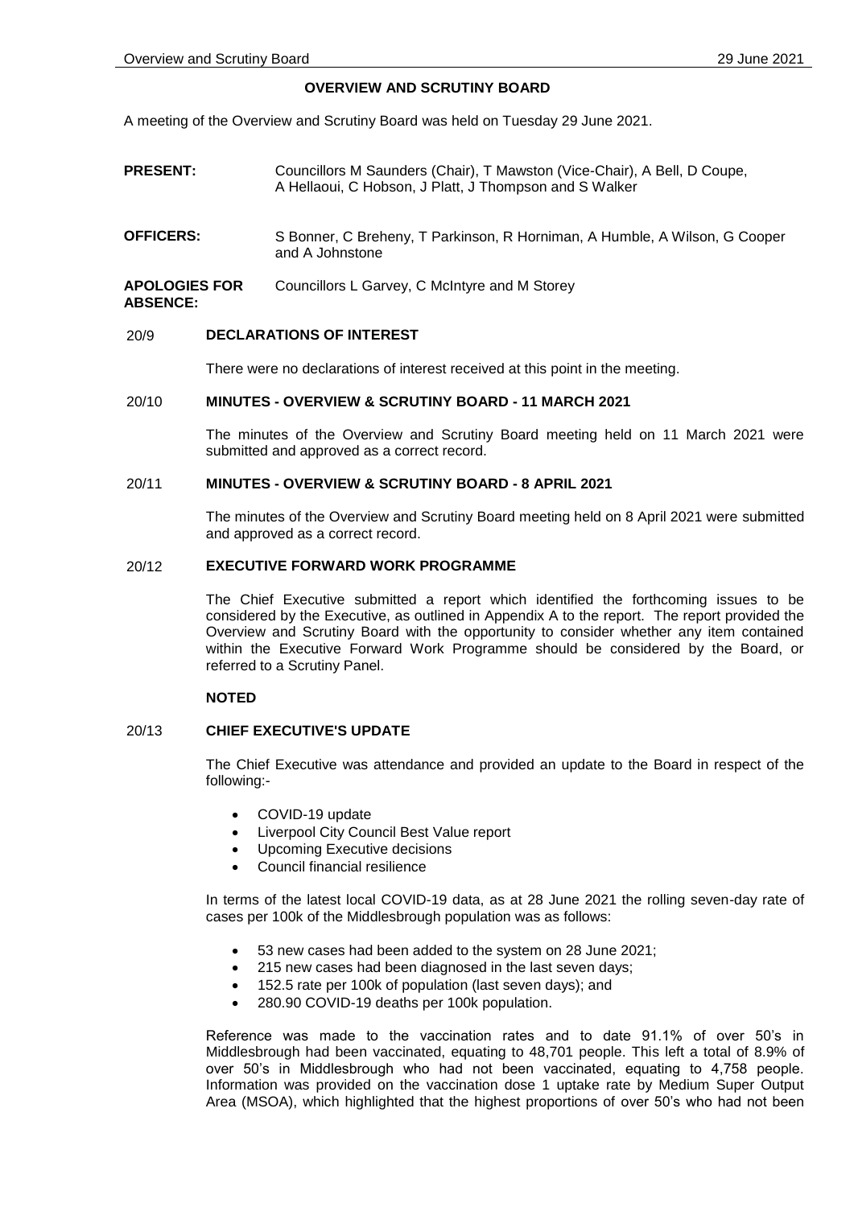# OVERVIEW AND SCRUTINY BOARD

A meeting of the Overview and Scrutiny Board was held on Tuesday 29 June 2021.

**PRESENT:** Councillors M Saunders (Chair), T Mawston (Vice-Chair), A Bell, D Coupe, A Hellaoui, C Hobson, J Platt, J Thompson and S Walker

**OFFICERS:** S Bonner, C Breheny, T Parkinson, R Horniman, A Humble, A Wilson, G Cooper and A Johnstone

**APOLOGIES FOR ABSENCE:** Councillors L Garvey, C McIntyre and M Storey

## 20/9 DECLARATIONS OF INTEREST

There were no declarations of interest received at this point in the meeting.

## 20/10 MINUTES - OVERVIEW & SCRUTINY BOARD - 11 MARCH 2021

The minutes of the Overview and Scrutiny Board meeting held on 11 March 2021 were submitted and approved as a correct record.

## 20/11 MINUTES - OVERVIEW & SCRUTINY BOARD - 8 APRIL 2021

The minutes of the Overview and Scrutiny Board meeting held on 8 April 2021 were submitted and approved as a correct record.

## 20/12 EXECUTIVE FORWARD WORK PROGRAMME

The Chief Executive submitted a report which identified the forthcoming issues to be considered by the Executive, as outlined in Appendix A to the report. The report provided the Overview and Scrutiny Board with the opportunity to consider whether any item contained within the Executive Forward Work Programme should be considered by the Board, or referred to a Scrutiny Panel.

**NOTED**

## 20/13 CHIEF EXECUTIVE'S UPDATE

The Chief Executive was attendance and provided an update to the Board in respect of the following:-

- COVID-19 update
- Liverpool City Council Best Value report
- Upcoming Executive decisions
- Council financial resilience

In terms of the latest local COVID-19 data, as at 28 June 2021 the rolling seven-day rate of cases per 100k of the Middlesbrough population was as follows:

- 53 new cases had been added to the system on 28 June 2021;
- 215 new cases had been diagnosed in the last seven days;
- 152.5 rate per 100k of population (last seven days); and
- 280.90 COVID-19 deaths per 100k population.

Reference was made to the vaccination rates and to date 91.1% of over 50's in Middlesbrough had been vaccinated, equating to 48,701 people. This left a total of 8.9% of over 50's in Middlesbrough who had not been vaccinated, equating to 4,758 people. Information was provided on the vaccination dose 1 uptake rate by Medium Super Output Area (MSOA), which highlighted that the highest proportions of over 50's who had not been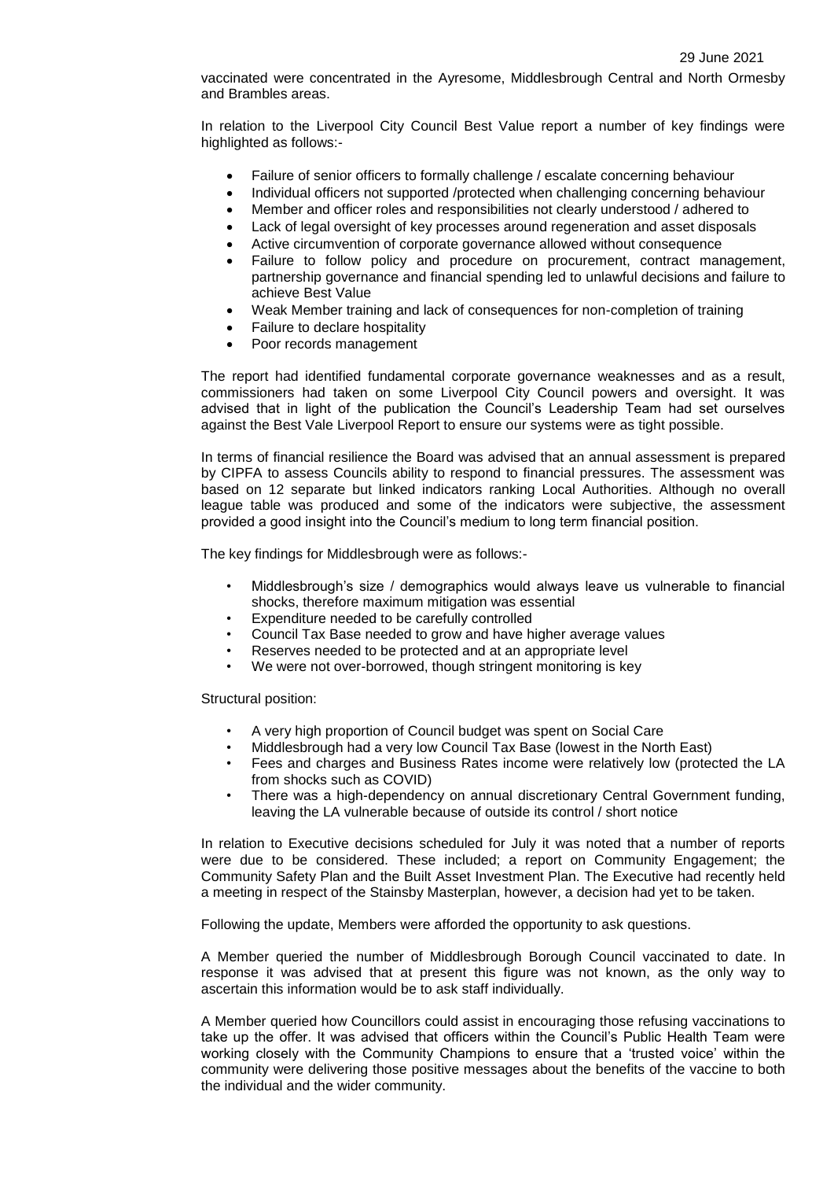vaccinated were concentrated in the Ayresome, Middlesbrough Central and North Ormesby and Brambles areas.

In relation to the Liverpool City Council Best Value report a number of key findings were highlighted as follows:-

- Failure of senior officers to formally challenge / escalate concerning behaviour
- Individual officers not supported /protected when challenging concerning behaviour
- Member and officer roles and responsibilities not clearly understood / adhered to
- Lack of legal oversight of key processes around regeneration and asset disposals
- Active circumvention of corporate governance allowed without consequence
- Failure to follow policy and procedure on procurement, contract management, partnership governance and financial spending led to unlawful decisions and failure to achieve Best Value
- Weak Member training and lack of consequences for non-completion of training
- Failure to declare hospitality
- Poor records management

The report had identified fundamental corporate governance weaknesses and as a result, commissioners had taken on some Liverpool City Council powers and oversight. It was advised that in light of the publication the Council's Leadership Team had set ourselves against the Best Vale Liverpool Report to ensure our systems were as tight possible.

In terms of financial resilience the Board was advised that an annual assessment is prepared by CIPFA to assess Councils ability to respond to financial pressures. The assessment was based on 12 separate but linked indicators ranking Local Authorities. Although no overall league table was produced and some of the indicators were subjective, the assessment provided a good insight into the Council's medium to long term financial position.

The key findings for Middlesbrough were as follows:-

- Middlesbrough's size / demographics would always leave us vulnerable to financial shocks, therefore maximum mitigation was essential
- Expenditure needed to be carefully controlled
- Council Tax Base needed to grow and have higher average values
- Reserves needed to be protected and at an appropriate level
- We were not over-borrowed, though stringent monitoring is key

Structural position:

- A very high proportion of Council budget was spent on Social Care
- Middlesbrough had a very low Council Tax Base (lowest in the North East)
- Fees and charges and Business Rates income were relatively low (protected the LA from shocks such as COVID)
- There was a high-dependency on annual discretionary Central Government funding, leaving the LA vulnerable because of outside its control / short notice

In relation to Executive decisions scheduled for July it was noted that a number of reports were due to be considered. These included; a report on Community Engagement; the Community Safety Plan and the Built Asset Investment Plan. The Executive had recently held a meeting in respect of the Stainsby Masterplan, however, a decision had yet to be taken.

Following the update, Members were afforded the opportunity to ask questions.

A Member queried the number of Middlesbrough Borough Council vaccinated to date. In response it was advised that at present this figure was not known, as the only way to ascertain this information would be to ask staff individually.

A Member queried how Councillors could assist in encouraging those refusing vaccinations to take up the offer. It was advised that officers within the Council's Public Health Team were working closely with the Community Champions to ensure that a 'trusted voice' within the community were delivering those positive messages about the benefits of the vaccine to both the individual and the wider community.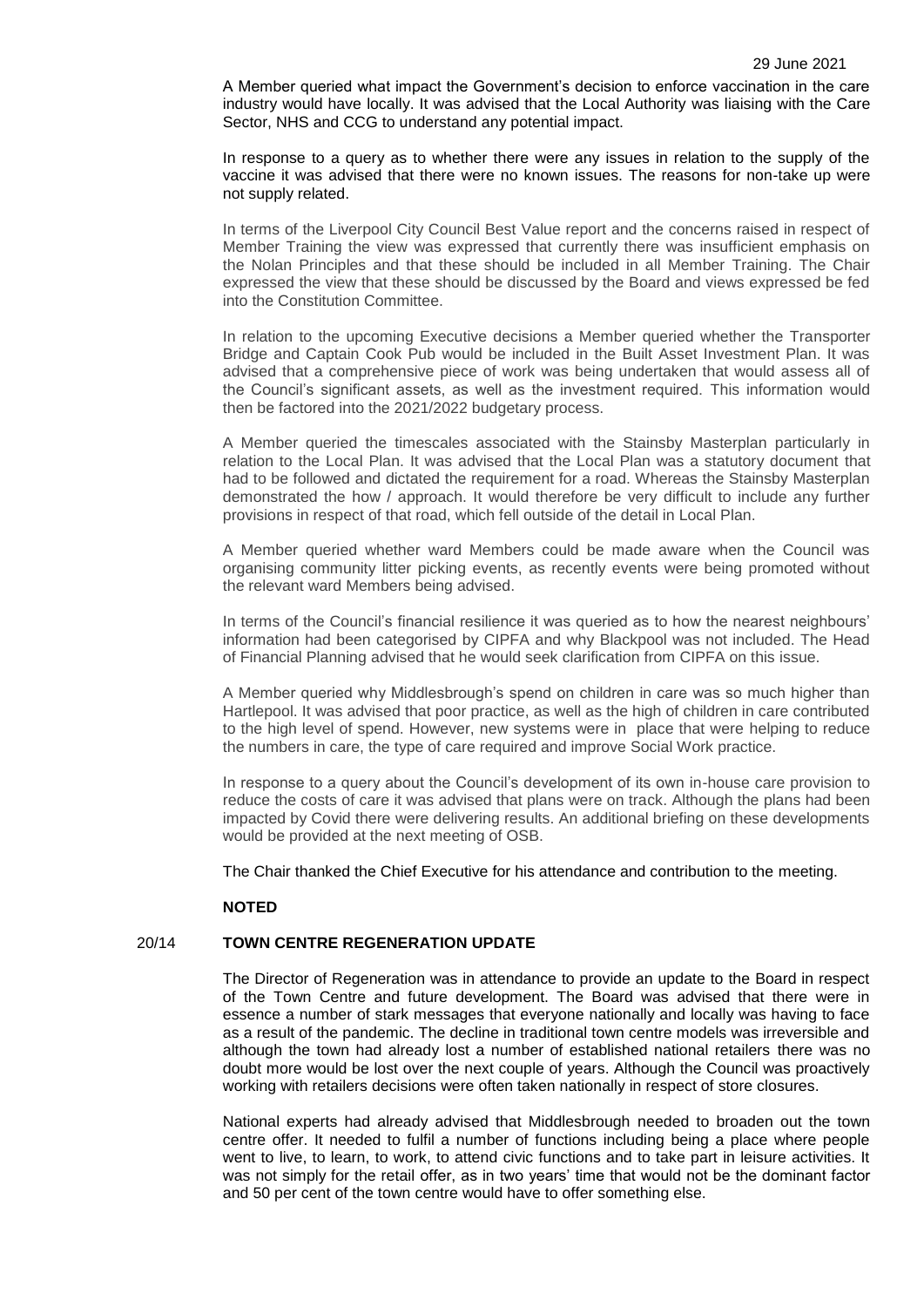A Member queried what impact the Government's decision to enforce vaccination in the care industry would have locally. It was advised that the Local Authority was liaising with the Care Sector, NHS and CCG to understand any potential impact.

In response to a query as to whether there were any issues in relation to the supply of the vaccine it was advised that there were no known issues. The reasons for non-take up were not supply related.

In terms of the Liverpool City Council Best Value report and the concerns raised in respect of Member Training the view was expressed that currently there was insufficient emphasis on the Nolan Principles and that these should be included in all Member Training. The Chair expressed the view that these should be discussed by the Board and views expressed be fed into the Constitution Committee.

In relation to the upcoming Executive decisions a Member queried whether the Transporter Bridge and Captain Cook Pub would be included in the Built Asset Investment Plan. It was advised that a comprehensive piece of work was being undertaken that would assess all of the Council's significant assets, as well as the investment required. This information would then be factored into the 2021/2022 budgetary process.

A Member queried the timescales associated with the Stainsby Masterplan particularly in relation to the Local Plan. It was advised that the Local Plan was a statutory document that had to be followed and dictated the requirement for a road. Whereas the Stainsby Masterplan demonstrated the how / approach. It would therefore be very difficult to include any further provisions in respect of that road, which fell outside of the detail in Local Plan.

A Member queried whether ward Members could be made aware when the Council was organising community litter picking events, as recently events were being promoted without the relevant ward Members being advised.

In terms of the Council's financial resilience it was queried as to how the nearest neighbours' information had been categorised by CIPFA and why Blackpool was not included. The Head of Financial Planning advised that he would seek clarification from CIPFA on this issue.

A Member queried why Middlesbrough's spend on children in care was so much higher than Hartlepool. It was advised that poor practice, as well as the high of children in care contributed to the high level of spend. However, new systems were in place that were helping to reduce the numbers in care, the type of care required and improve Social Work practice.

In response to a query about the Council's development of its own in-house care provision to reduce the costs of care it was advised that plans were on track. Although the plans had been impacted by Covid there were delivering results. An additional briefing on these developments would be provided at the next meeting of OSB.

The Chair thanked the Chief Executive for his attendance and contribution to the meeting.

**NOTED**

## 20/14 TOWN CENTRE REGENERATION UPDATE

The Director of Regeneration was in attendance to provide an update to the Board in respect of the Town Centre and future development. The Board was advised that there were in essence a number of stark messages that everyone nationally and locally was having to face as a result of the pandemic. The decline in traditional town centre models was irreversible and although the town had already lost a number of established national retailers there was no doubt more would be lost over the next couple of years. Although the Council was proactively working with retailers decisions were often taken nationally in respect of store closures.

National experts had already advised that Middlesbrough needed to broaden out the town centre offer. It needed to fulfil a number of functions including being a place where people went to live, to learn, to work, to attend civic functions and to take part in leisure activities. It was not simply for the retail offer, as in two years' time that would not be the dominant factor and 50 per cent of the town centre would have to offer something else.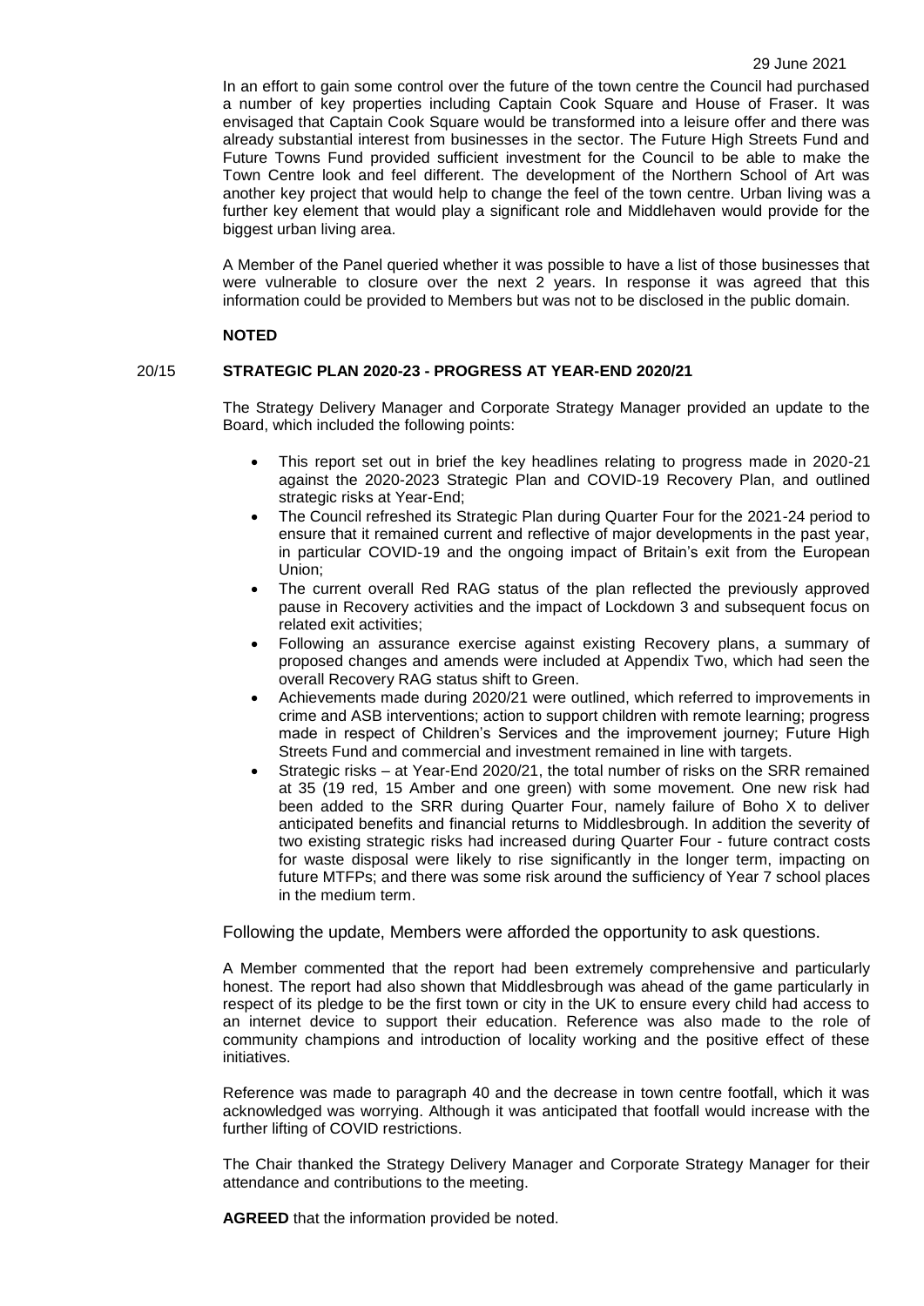In an effort to gain some control over the future of the town centre the Council had purchased a number of key properties including Captain Cook Square and House of Fraser. It was envisaged that Captain Cook Square would be transformed into a leisure offer and there was already substantial interest from businesses in the sector. The Future High Streets Fund and Future Towns Fund provided sufficient investment for the Council to be able to make the Town Centre look and feel different. The development of the Northern School of Art was another key project that would help to change the feel of the town centre. Urban living was a further key element that would play a significant role and Middlehaven would provide for the biggest urban living area.

A Member of the Panel queried whether it was possible to have a list of those businesses that were vulnerable to closure over the next 2 years. In response it was agreed that this information could be provided to Members but was not to be disclosed in the public domain.

**NOTED**

## 20/15 STRATEGIC PLAN 2020-23 - PROGRESS AT YEAR-END 2020/21

The Strategy Delivery Manager and Corporate Strategy Manager provided an update to the Board, which included the following points:

- This report set out in brief the key headlines relating to progress made in 2020-21 against the 2020-2023 Strategic Plan and COVID-19 Recovery Plan, and outlined strategic risks at Year-End;
- The Council refreshed its Strategic Plan during Quarter Four for the 2021-24 period to ensure that it remained current and reflective of major developments in the past year, in particular COVID-19 and the ongoing impact of Britain's exit from the European Union;
- The current overall Red RAG status of the plan reflected the previously approved pause in Recovery activities and the impact of Lockdown 3 and subsequent focus on related exit activities;
- Following an assurance exercise against existing Recovery plans, a summary of proposed changes and amends were included at Appendix Two, which had seen the overall Recovery RAG status shift to Green.
- Achievements made during 2020/21 were outlined, which referred to improvements in crime and ASB interventions; action to support children with remote learning; progress made in respect of Children's Services and the improvement journey; Future High Streets Fund and commercial and investment remained in line with targets.
- Strategic risks – at Year-End 2020/21, the total number of risks on the SRR remained at 35 (19 red, 15 Amber and one green) with some movement. One new risk had been added to the SRR during Quarter Four, namely failure of Boho X to deliver anticipated benefits and financial returns to Middlesbrough. In addition the severity of two existing strategic risks had increased during Quarter Four - future contract costs for waste disposal were likely to rise significantly in the longer term, impacting on future MTFPs; and there was some risk around the sufficiency of Year 7 school places in the medium term.

Following the update, Members were afforded the opportunity to ask questions.

A Member commented that the report had been extremely comprehensive and particularly honest. The report had also shown that Middlesbrough was ahead of the game particularly in respect of its pledge to be the first town or city in the UK to ensure every child had access to an internet device to support their education. Reference was also made to the role of community champions and introduction of locality working and the positive effect of these initiatives.

Reference was made to paragraph 40 and the decrease in town centre footfall, which it was acknowledged was worrying. Although it was anticipated that footfall would increase with the further lifting of COVID restrictions.

The Chair thanked the Strategy Delivery Manager and Corporate Strategy Manager for their attendance and contributions to the meeting.

**AGREED** that the information provided be noted.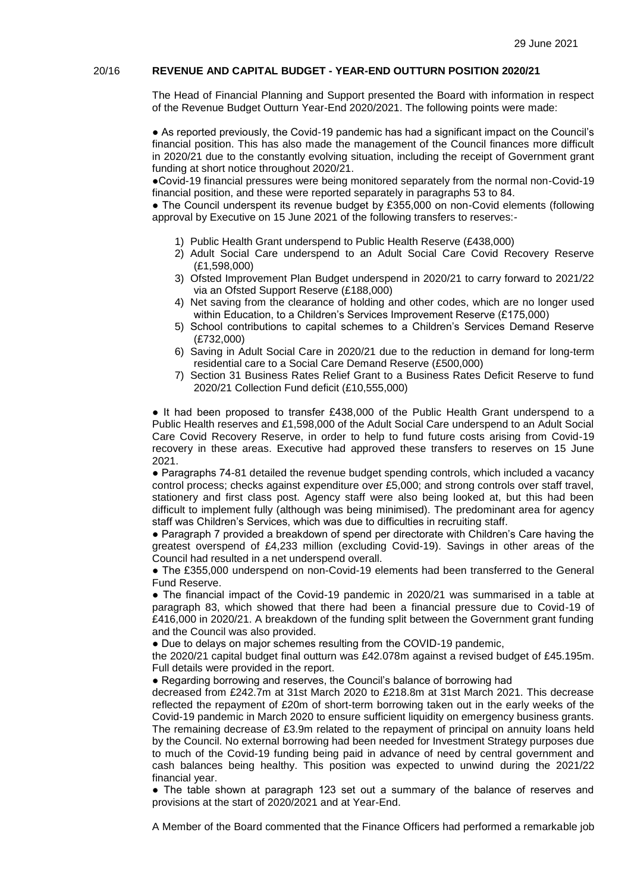## 20/16 REVENUE AND CAPITAL BUDGET - YEAR-END OUTTURN POSITION 2020/21

The Head of Financial Planning and Support presented the Board with information in respect of the Revenue Budget Outturn Year-End 2020/2021. The following points were made:

● As reported previously, the Covid-19 pandemic has had a significant impact on the Council's financial position. This has also made the management of the Council finances more difficult in 2020/21 due to the constantly evolving situation, including the receipt of Government grant funding at short notice throughout 2020/21.

● Covid-19 financial pressures were being monitored separately from the normal non-Covid-19 financial position, and these were reported separately in paragraphs 53 to 84.

● The Council underspent its revenue budget by £355,000 on non-Covid elements (following approval by Executive on 15 June 2021 of the following transfers to reserves:-

1) Public Health Grant underspend to Public Health Reserve (£438,000)
2) Adult Social Care underspend to an Adult Social Care Covid Recovery Reserve (£1,598,000)
3) Ofsted Improvement Plan Budget underspend in 2020/21 to carry forward to 2021/22 via an Ofsted Support Reserve (£188,000)
4) Net saving from the clearance of holding and other codes, which are no longer used within Education, to a Children's Services Improvement Reserve (£175,000)
5) School contributions to capital schemes to a Children's Services Demand Reserve (£732,000)
6) Saving in Adult Social Care in 2020/21 due to the reduction in demand for long-term residential care to a Social Care Demand Reserve (£500,000)
7) Section 31 Business Rates Relief Grant to a Business Rates Deficit Reserve to fund 2020/21 Collection Fund deficit (£10,555,000)

● It had been proposed to transfer £438,000 of the Public Health Grant underspend to a Public Health reserves and £1,598,000 of the Adult Social Care underspend to an Adult Social Care Covid Recovery Reserve, in order to help to fund future costs arising from Covid-19 recovery in these areas. Executive had approved these transfers to reserves on 15 June 2021.

● Paragraphs 74-81 detailed the revenue budget spending controls, which included a vacancy control process; checks against expenditure over £5,000; and strong controls over staff travel, stationery and first class post. Agency staff were also being looked at, but this had been difficult to implement fully (although was being minimised). The predominant area for agency staff was Children's Services, which was due to difficulties in recruiting staff.

● Paragraph 7 provided a breakdown of spend per directorate with Children's Care having the greatest overspend of £4,233 million (excluding Covid-19). Savings in other areas of the Council had resulted in a net underspend overall.

● The £355,000 underspend on non-Covid-19 elements had been transferred to the General Fund Reserve.

● The financial impact of the Covid-19 pandemic in 2020/21 was summarised in a table at paragraph 83, which showed that there had been a financial pressure due to Covid-19 of £416,000 in 2020/21. A breakdown of the funding split between the Government grant funding and the Council was also provided.

● Due to delays on major schemes resulting from the COVID-19 pandemic, the 2020/21 capital budget final outturn was £42.078m against a revised budget of £45.195m. Full details were provided in the report.

● Regarding borrowing and reserves, the Council's balance of borrowing had decreased from £242.7m at 31st March 2020 to £218.8m at 31st March 2021. This decrease reflected the repayment of £20m of short-term borrowing taken out in the early weeks of the Covid-19 pandemic in March 2020 to ensure sufficient liquidity on emergency business grants. The remaining decrease of £3.9m related to the repayment of principal on annuity loans held by the Council. No external borrowing had been needed for Investment Strategy purposes due to much of the Covid-19 funding being paid in advance of need by central government and cash balances being healthy. This position was expected to unwind during the 2021/22 financial year.

● The table shown at paragraph 123 set out a summary of the balance of reserves and provisions at the start of 2020/2021 and at Year-End.

A Member of the Board commented that the Finance Officers had performed a remarkable job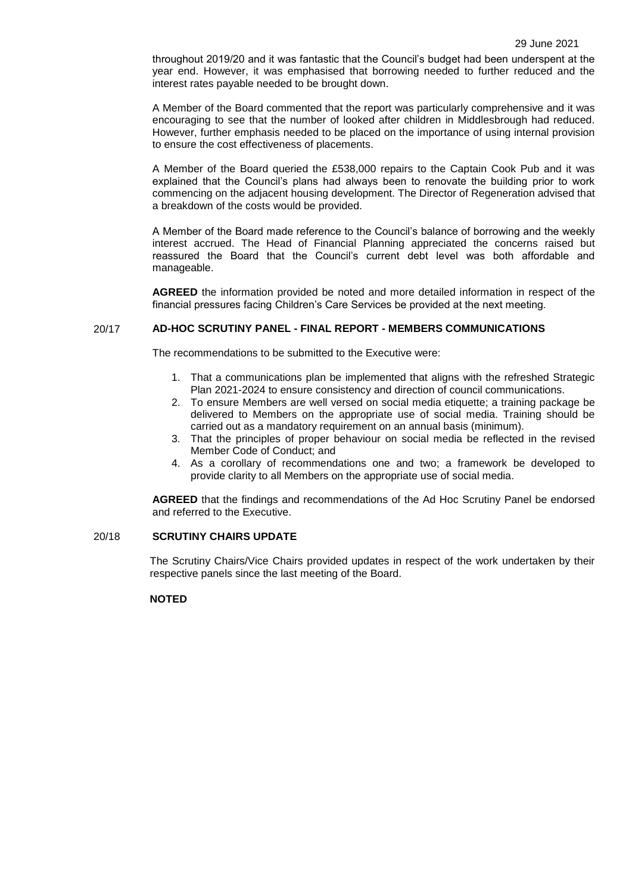throughout 2019/20 and it was fantastic that the Council's budget had been underspent at the year end. However, it was emphasised that borrowing needed to further reduced and the interest rates payable needed to be brought down.

A Member of the Board commented that the report was particularly comprehensive and it was encouraging to see that the number of looked after children in Middlesbrough had reduced. However, further emphasis needed to be placed on the importance of using internal provision to ensure the cost effectiveness of placements.

A Member of the Board queried the £538,000 repairs to the Captain Cook Pub and it was explained that the Council's plans had always been to renovate the building prior to work commencing on the adjacent housing development. The Director of Regeneration advised that a breakdown of the costs would be provided.

A Member of the Board made reference to the Council's balance of borrowing and the weekly interest accrued. The Head of Financial Planning appreciated the concerns raised but reassured the Board that the Council's current debt level was both affordable and manageable.

**AGREED** the information provided be noted and more detailed information in respect of the financial pressures facing Children's Care Services be provided at the next meeting.

## 20/17 AD-HOC SCRUTINY PANEL - FINAL REPORT - MEMBERS COMMUNICATIONS

The recommendations to be submitted to the Executive were:

1. That a communications plan be implemented that aligns with the refreshed Strategic Plan 2021-2024 to ensure consistency and direction of council communications.
2. To ensure Members are well versed on social media etiquette; a training package be delivered to Members on the appropriate use of social media. Training should be carried out as a mandatory requirement on an annual basis (minimum).
3. That the principles of proper behaviour on social media be reflected in the revised Member Code of Conduct; and
4. As a corollary of recommendations one and two; a framework be developed to provide clarity to all Members on the appropriate use of social media.

**AGREED** that the findings and recommendations of the Ad Hoc Scrutiny Panel be endorsed and referred to the Executive.

## 20/18 SCRUTINY CHAIRS UPDATE

The Scrutiny Chairs/Vice Chairs provided updates in respect of the work undertaken by their respective panels since the last meeting of the Board.

**NOTED**